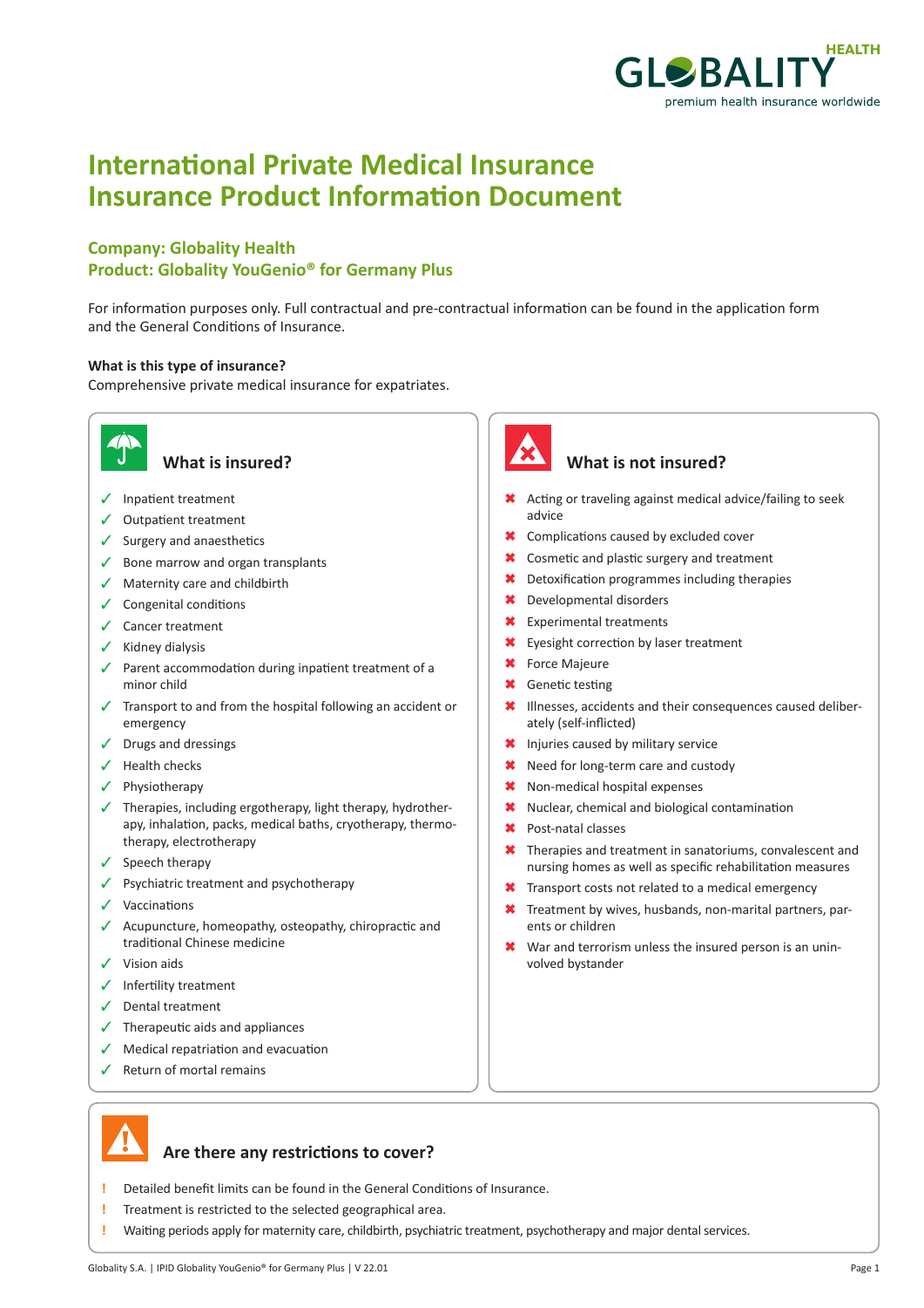GLOBALITY HEALTH
premium health insurance worldwide

# International Private Medical Insurance
# Insurance Product Information Document

## Company: Globality Health
## Product: Globality YouGenio® for Germany Plus

For information purposes only. Full contractual and pre-contractual information can be found in the application form and the General Conditions of Insurance.

**What is this type of insurance?**
Comprehensive private medical insurance for expatriates.

### What is insured?

- ✓ Inpatient treatment
- ✓ Outpatient treatment
- ✓ Surgery and anaesthetics
- ✓ Bone marrow and organ transplants
- ✓ Maternity care and childbirth
- ✓ Congenital conditions
- ✓ Cancer treatment
- ✓ Kidney dialysis
- ✓ Parent accommodation during inpatient treatment of a minor child
- ✓ Transport to and from the hospital following an accident or emergency
- ✓ Drugs and dressings
- ✓ Health checks
- ✓ Physiotherapy
- ✓ Therapies, including ergotherapy, light therapy, hydrotherapy, inhalation, packs, medical baths, cryotherapy, thermotherapy, electrotherapy
- ✓ Speech therapy
- ✓ Psychiatric treatment and psychotherapy
- ✓ Vaccinations
- ✓ Acupuncture, homeopathy, osteopathy, chiropractic and traditional Chinese medicine
- ✓ Vision aids
- ✓ Infertility treatment
- ✓ Dental treatment
- ✓ Therapeutic aids and appliances
- ✓ Medical repatriation and evacuation
- ✓ Return of mortal remains

### What is not insured?

- ✖ Acting or traveling against medical advice/failing to seek advice
- ✖ Complications caused by excluded cover
- ✖ Cosmetic and plastic surgery and treatment
- ✖ Detoxification programmes including therapies
- ✖ Developmental disorders
- ✖ Experimental treatments
- ✖ Eyesight correction by laser treatment
- ✖ Force Majeure
- ✖ Genetic testing
- ✖ Illnesses, accidents and their consequences caused deliberately (self-inflicted)
- ✖ Injuries caused by military service
- ✖ Need for long-term care and custody
- ✖ Non-medical hospital expenses
- ✖ Nuclear, chemical and biological contamination
- ✖ Post-natal classes
- ✖ Therapies and treatment in sanatoriums, convalescent and nursing homes as well as specific rehabilitation measures
- ✖ Transport costs not related to a medical emergency
- ✖ Treatment by wives, husbands, non-marital partners, parents or children
- ✖ War and terrorism unless the insured person is an uninvolved bystander

### Are there any restrictions to cover?

- ! Detailed benefit limits can be found in the General Conditions of Insurance.
- ! Treatment is restricted to the selected geographical area.
- ! Waiting periods apply for maternity care, childbirth, psychiatric treatment, psychotherapy and major dental services.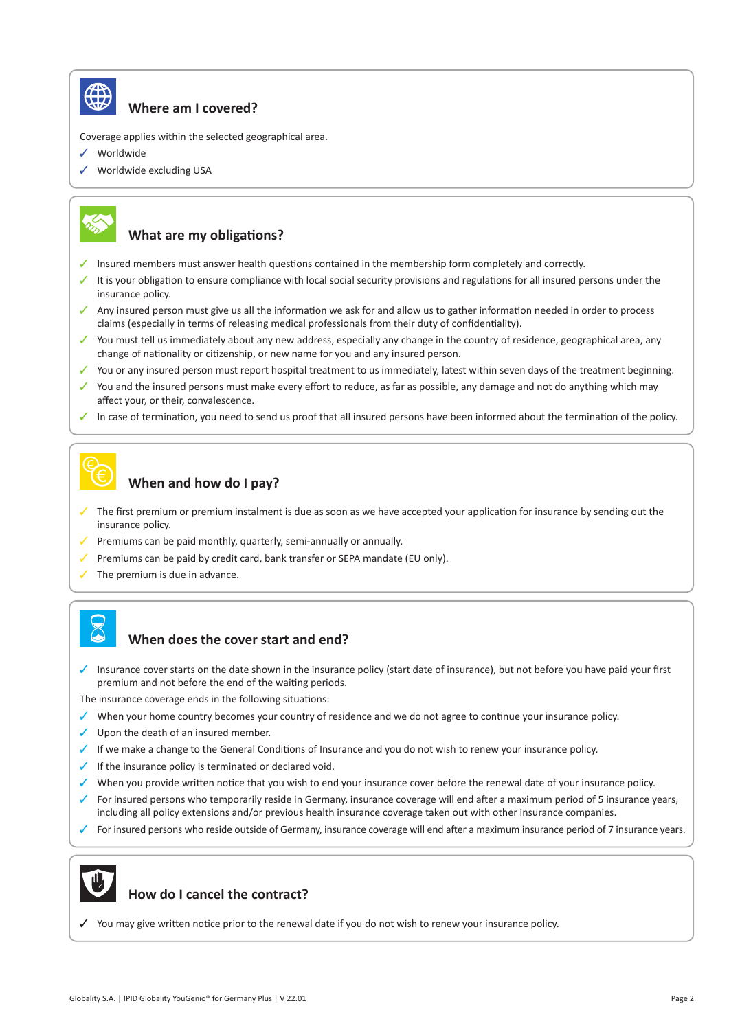## Where am I covered?

Coverage applies within the selected geographical area.

- ✓ Worldwide
- ✓ Worldwide excluding USA

## What are my obligations?

- ✓ Insured members must answer health questions contained in the membership form completely and correctly.
- ✓ It is your obligation to ensure compliance with local social security provisions and regulations for all insured persons under the insurance policy.
- ✓ Any insured person must give us all the information we ask for and allow us to gather information needed in order to process claims (especially in terms of releasing medical professionals from their duty of confidentiality).
- ✓ You must tell us immediately about any new address, especially any change in the country of residence, geographical area, any change of nationality or citizenship, or new name for you and any insured person.
- ✓ You or any insured person must report hospital treatment to us immediately, latest within seven days of the treatment beginning.
- ✓ You and the insured persons must make every effort to reduce, as far as possible, any damage and not do anything which may affect your, or their, convalescence.
- ✓ In case of termination, you need to send us proof that all insured persons have been informed about the termination of the policy.

## When and how do I pay?

- ✓ The first premium or premium instalment is due as soon as we have accepted your application for insurance by sending out the insurance policy.
- ✓ Premiums can be paid monthly, quarterly, semi-annually or annually.
- ✓ Premiums can be paid by credit card, bank transfer or SEPA mandate (EU only).
- ✓ The premium is due in advance.

## When does the cover start and end?

- ✓ Insurance cover starts on the date shown in the insurance policy (start date of insurance), but not before you have paid your first premium and not before the end of the waiting periods.

The insurance coverage ends in the following situations:

- ✓ When your home country becomes your country of residence and we do not agree to continue your insurance policy.
- ✓ Upon the death of an insured member.
- ✓ If we make a change to the General Conditions of Insurance and you do not wish to renew your insurance policy.
- ✓ If the insurance policy is terminated or declared void.
- ✓ When you provide written notice that you wish to end your insurance cover before the renewal date of your insurance policy.
- ✓ For insured persons who temporarily reside in Germany, insurance coverage will end after a maximum period of 5 insurance years, including all policy extensions and/or previous health insurance coverage taken out with other insurance companies.
- ✓ For insured persons who reside outside of Germany, insurance coverage will end after a maximum insurance period of 7 insurance years.

## How do I cancel the contract?

- ✓ You may give written notice prior to the renewal date if you do not wish to renew your insurance policy.